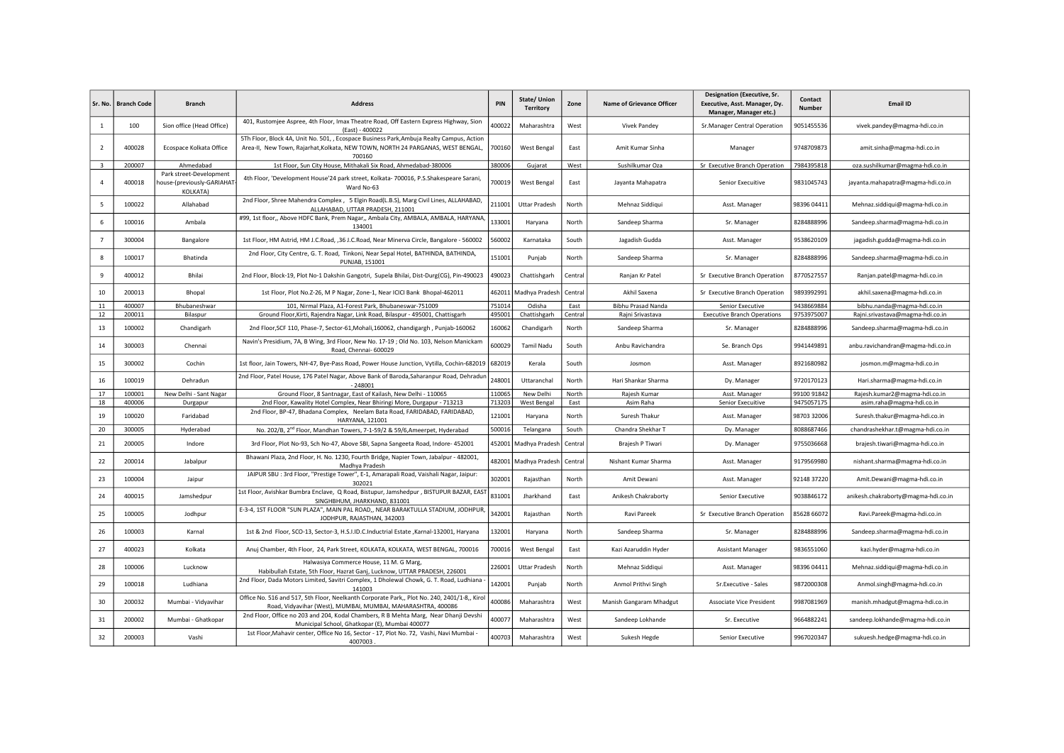| Sr. No. | Branch Code | Branch | Address | PIN | State/ Union Territory | Zone | Name of Grievance Officer | Designation (Executive, Sr. Executive, Asst. Manager, Dy. Manager, Manager etc.) | Contact Number | Email ID |
|---|---|---|---|---|---|---|---|---|---|---|
| 1 | 100 | Sion office (Head Office) | 401, Rustomjee Aspree, 4th Floor, Imax Theatre Road, Off Eastern Express Highway, Sion (East) - 400022 | 400022 | Maharashtra | West | Vivek Pandey | Sr.Manager Central Operation | 9051455536 | vivek.pandey@magma-hdi.co.in |
| 2 | 400028 | Ecospace Kolkata Office | 5Th Floor, Block 4A, Unit No. 501, , Ecospace Business Park,Ambuja Realty Campus, Action Area-II, New Town, Rajarhat,Kolkata, NEW TOWN, NORTH 24 PARGANAS, WEST BENGAL, 700160 | 700160 | West Bengal | East | Amit Kumar Sinha | Manager | 9748709873 | amit.sinha@magma-hdi.co.in |
| 3 | 200007 | Ahmedabad | 1st Floor, Sun City House, Mithakali Six Road, Ahmedabad-380006 | 380006 | Gujarat | West | Sushilkumar Oza | Sr Executive Branch Operation | 7984395818 | oza.sushilkumar@magma-hdi.co.in |
| 4 | 400018 | Park street-Development house-(previously-GARIAHAT-KOLKATA) | 4th Floor, 'Development House'24 park street, Kolkata- 700016, P.S.Shakespeare Sarani, Ward No-63 | 700019 | West Bengal | East | Jayanta Mahapatra | Senior Executive | 9831045743 | jayanta.mahapatra@magma-hdi.co.in |
| 5 | 100022 | Allahabad | 2nd Floor, Shree Mahendra Complex , 5 Elgin Road(L.B.S), Marg Civil Lines, ALLAHABAD, ALLAHABAD, UTTAR PRADESH, 211001 | 211001 | Uttar Pradesh | North | Mehnaz Siddiqui | Asst. Manager | 98396 04411 | Mehnaz.siddiqui@magma-hdi.co.in |
| 6 | 100016 | Ambala | #99, 1st floor,, Above HDFC Bank, Prem Nagar,, Ambala City, AMBALA, AMBALA, HARYANA, 134001 | 133001 | Haryana | North | Sandeep Sharma | Sr. Manager | 8284888996 | Sandeep.sharma@magma-hdi.co.in |
| 7 | 300004 | Bangalore | 1st Floor, HM Astrid, HM J.C.Road, ,36 J.C.Road, Near Minerva Circle, Bangalore - 560002 | 560002 | Karnataka | South | Jagadish Gudda | Asst. Manager | 9538620109 | jagadish.gudda@magma-hdi.co.in |
| 8 | 100017 | Bhatinda | 2nd Floor, City Centre, G. T. Road, Tinkoni, Near Sepal Hotel, BATHINDA, BATHINDA, PUNJAB, 151001 | 151001 | Punjab | North | Sandeep Sharma | Sr. Manager | 8284888996 | Sandeep.sharma@magma-hdi.co.in |
| 9 | 400012 | Bhilai | 2nd Floor, Block-19, Plot No-1 Dakshin Gangotri, Supela Bhilai, Dist-Durg(CG), Pin-490023 | 490023 | Chattishgarh | Central | Ranjan Kr Patel | Sr Executive Branch Operation | 8770527557 | Ranjan.patel@magma-hdi.co.in |
| 10 | 200013 | Bhopal | 1st Floor, Plot No.Z-26, M P Nagar, Zone-1, Near ICICI Bank Bhopal-462011 | 462011 | Madhya Pradesh | Central | Akhil Saxena | Sr Executive Branch Operation | 9893992991 | akhil.saxena@magma-hdi.co.in |
| 11 | 400007 | Bhubaneswar | 101, Nirmal Plaza, A1-Forest Park, Bhubaneswar-751009 | 751014 | Odisha | East | Bibhu Prasad Nanda | Senior Executive | 9438669884 | bibhu.nanda@magma-hdi.co.in |
| 12 | 200011 | Bilaspur | Ground Floor,Kirti, Rajendra Nagar, Link Road, Bilaspur - 495001, Chattisgarh | 495001 | Chattishgarh | Central | Rajni Srivastava | Executive Branch Operations | 9753975007 | Rajni.srivastava@magma-hdi.co.in |
| 13 | 100002 | Chandigarh | 2nd Floor,SCF 110, Phase-7, Sector-61,Mohali,160062, chandigargh , Punjab-160062 | 160062 | Chandigarh | North | Sandeep Sharma | Sr. Manager | 8284888996 | Sandeep.sharma@magma-hdi.co.in |
| 14 | 300003 | Chennai | Navin's Presidium, 7A, B Wing, 3rd Floor, New No. 17-19 ; Old No. 103, Nelson Manickam Road, Chennai- 600029 | 600029 | Tamil Nadu | South | Anbu Ravichandra | Se. Branch Ops | 9941449891 | anbu.ravichandran@magma-hdi.co.in |
| 15 | 300002 | Cochin | 1st floor, Jain Towers, NH-47, Bye-Pass Road, Power House Junction, Vytilla, Cochin-682019 | 682019 | Kerala | South | Josmon | Asst. Manager | 8921680982 | josmon.m@magma-hdi.co.in |
| 16 | 100019 | Dehradun | 2nd Floor, Patel House, 176 Patel Nagar, Above Bank of Baroda,Saharanpur Road, Dehradun - 248001 | 248001 | Uttaranchal | North | Hari Shankar Sharma | Dy. Manager | 9720170123 | Hari.sharma@magma-hdi.co.in |
| 17 | 100001 | New Delhi - Sant Nagar | Ground Floor, 8 Santnagar, East of Kailash, New Delhi - 110065 | 110065 | New Delhi | North | Rajesh Kumar | Asst. Manager | 99100 91842 | Rajesh.kumar2@magma-hdi.co.in |
| 18 | 400006 | Durgapur | 2nd Floor, Kawality Hotel Complex, Near Bhiringi More, Durgapur - 713213 | 713203 | West Bengal | East | Asim Raha | Senior Excecuitive | 9475057175 | asim.raha@magma-hdi.co.in |
| 19 | 100020 | Faridabad | 2nd Floor, BP-47, Bhadana Complex, Neelam Bata Road, FARIDABAD, FARIDABAD, HARYANA, 121001 | 121001 | Haryana | North | Suresh Thakur | Asst. Manager | 98703 32006 | Suresh.thakur@magma-hdi.co.in |
| 20 | 300005 | Hyderabad | No. 202/B, 2nd Floor, Mandhan Towers, 7-1-59/2 & 59/6,Ameerpet, Hyderabad | 500016 | Telangana | South | Chandra Shekhar T | Dy. Manager | 8088687466 | chandrashekhar.t@magma-hdi.co.in |
| 21 | 200005 | Indore | 3rd Floor, Plot No-93, Sch No-47, Above SBI, Sapna Sangeeta Road, Indore- 452001 | 452001 | Madhya Pradesh | Central | Brajesh P Tiwari | Dy. Manager | 9755036668 | brajesh.tiwari@magma-hdi.co.in |
| 22 | 200014 | Jabalpur | Bhawani Plaza, 2nd Floor, H. No. 1230, Fourth Bridge, Napier Town, Jabalpur - 482001, Madhya Pradesh | 482001 | Madhya Pradesh | Central | Nishant Kumar Sharma | Asst. Manager | 9179569980 | nishant.sharma@magma-hdi.co.in |
| 23 | 100004 | Jaipur | JAIPUR SBU : 3rd Floor, "Prestige Tower", E-1, Amarapali Road, Vaishali Nagar, Jaipur: 302021 | 302001 | Rajasthan | North | Amit Dewani | Asst. Manager | 92148 37220 | Amit.Dewani@magma-hdi.co.in |
| 24 | 400015 | Jamshedpur | 1st Floor, Avishkar Bumbra Enclave, Q Road, Bistupur, Jamshedpur , BISTUPUR BAZAR, EAST SINGHBHUM, JHARKHAND, 831001 | 831001 | Jharkhand | East | Anikesh Chakraborty | Senior Executive | 9038846172 | anikesh.chakraborty@magma-hdi.co.in |
| 25 | 100005 | Jodhpur | E-3-4, 1ST FLOOR "SUN PLAZA", MAIN PAL ROAD,, NEAR BARAKTULLA STADIUM, JODHPUR, JODHPUR, RAJASTHAN, 342003 | 342001 | Rajasthan | North | Ravi Pareek | Sr Executive Branch Operation | 85628 66072 | Ravi.Pareek@magma-hdi.co.in |
| 26 | 100003 | Karnal | 1st & 2nd Floor, SCO-13, Sector-3, H.S.I.ID.C.Inductrial Estate ,Karnal-132001, Haryana | 132001 | Haryana | North | Sandeep Sharma | Sr. Manager | 8284888996 | Sandeep.sharma@magma-hdi.co.in |
| 27 | 400023 | Kolkata | Anuj Chamber, 4th Floor, 24, Park Street, KOLKATA, KOLKATA, WEST BENGAL, 700016 | 700016 | West Bengal | East | Kazi Azaruddin Hyder | Assistant Manager | 9836551060 | kazi.hyder@magma-hdi.co.in |
| 28 | 100006 | Lucknow | Halwasiya Commerce House, 11 M. G Marg, Habibullah Estate, 5th Floor, Hazrat Ganj, Lucknow, UTTAR PRADESH, 226001 | 226001 | Uttar Pradesh | North | Mehnaz Siddiqui | Asst. Manager | 98396 04411 | Mehnaz.siddiqui@magma-hdi.co.in |
| 29 | 100018 | Ludhiana | 2nd Floor, Dada Motors Limited, Savitri Complex, 1 Dholewal Chowk, G. T. Road, Ludhiana - 141003 | 142001 | Punjab | North | Anmol Prithvi Singh | Sr.Executive - Sales | 9872000308 | Anmol.singh@magma-hdi.co.in |
| 30 | 200032 | Mumbai - Vidyavihar | Office No. 516 and 517, 5th Floor, Neelkanth Corporate Park,, Plot No. 240, 2401/1-8,, Kirol Road, Vidyavihar (West), MUMBAI, MUMBAI, MAHARASHTRA, 400086 | 400086 | Maharashtra | West | Manish Gangaram Mhadgut | Associate Vice President | 9987081969 | manish.mhadgut@magma-hdi.co.in |
| 31 | 200002 | Mumbai - Ghatkopar | 2nd Floor, Office no 203 and 204, Kodal Chambers, R B Mehta Marg, Near Dhanji Devshi Municipal School, Ghatkopar (E), Mumbai 400077 | 400077 | Maharashtra | West | Sandeep Lokhande | Sr. Executive | 9664882241 | sandeep.lokhande@magma-hdi.co.in |
| 32 | 200003 | Vashi | 1st Floor,Mahavir center, Office No 16, Sector - 17, Plot No. 72, Vashi, Navi Mumbai - 4007003 . | 400703 | Maharashtra | West | Sukesh Hegde | Senior Executive | 9967020347 | sukuesh.hedge@magma-hdi.co.in |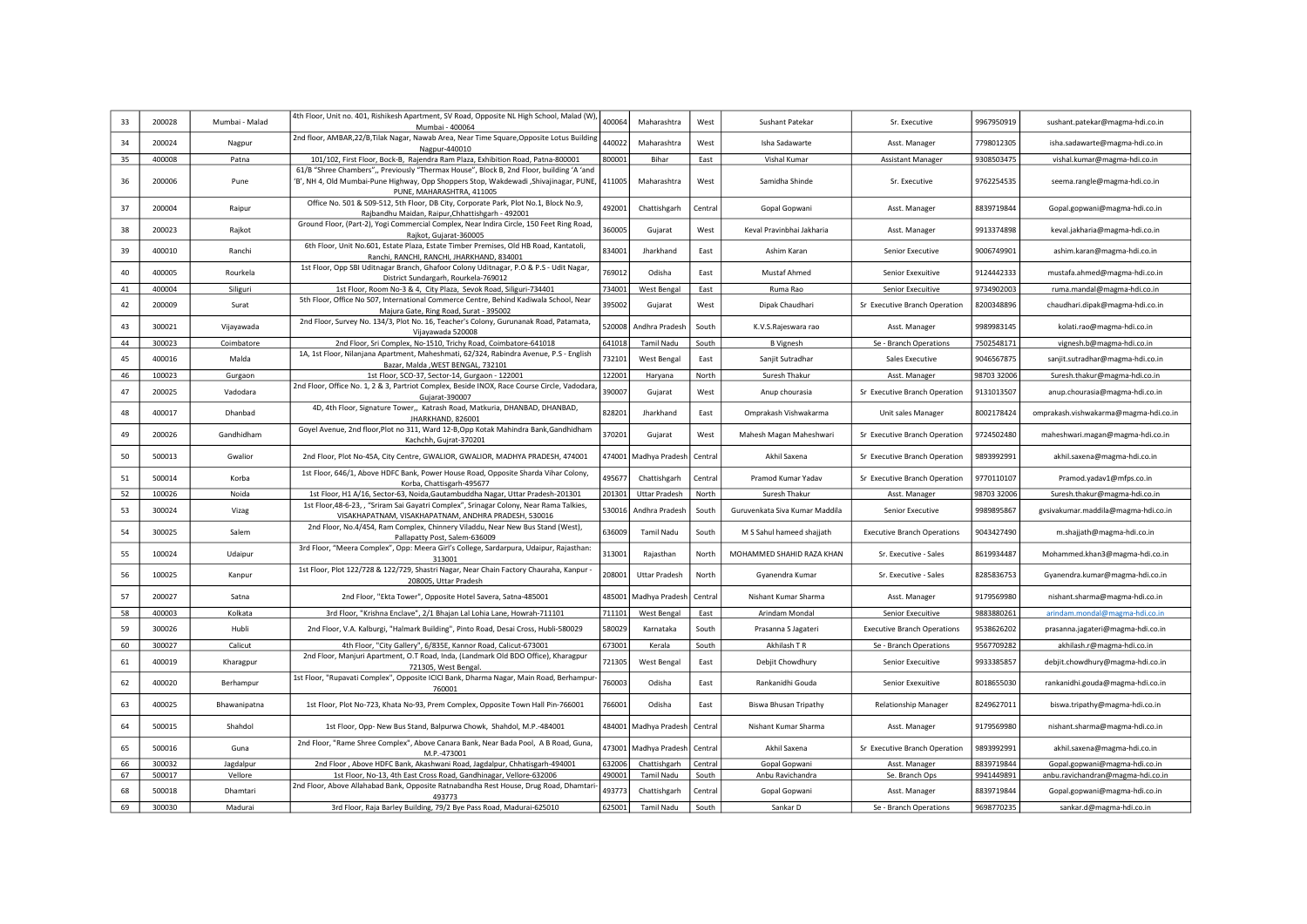| 33 | 200028 | Mumbai - Malad | 4th Floor, Unit no. 401, Rishikesh Apartment, SV Road, Opposite NL High School, Malad (W), Mumbai - 400064 | 400064 | Maharashtra | West | Sushant Patekar | Sr. Executive | 9967950919 | sushant.patekar@magma-hdi.co.in |
|---|---|---|---|---|---|---|---|---|---|---|
| 34 | 200024 | Nagpur | 2nd floor, AMBAR,22/B,Tilak Nagar, Nawab Area, Near Time Square,Opposite Lotus Building Nagpur-440010 | 440022 | Maharashtra | West | Isha Sadawarte | Asst. Manager | 7798012305 | isha.sadawarte@magma-hdi.co.in |
| 35 | 400008 | Patna | 101/102, First Floor, Bock-B, Rajendra Ram Plaza, Exhibition Road, Patna-800001 | 800001 | Bihar | East | Vishal Kumar | Assistant Manager | 9308503475 | vishal.kumar@magma-hdi.co.in |
| 36 | 200006 | Pune | 61/B "Shree Chambers",, Previously "Thermax House", Block B, 2nd Floor, building 'A 'and 'B', NH 4, Old Mumbai-Pune Highway, Opp Shoppers Stop, Wakdewadi ,Shivajinagar, PUNE, PUNE, MAHARASHTRA, 411005 | 411005 | Maharashtra | West | Samidha Shinde | Sr. Executive | 9762254535 | seema.rangle@magma-hdi.co.in |
| 37 | 200004 | Raipur | Office No. 501 & 509-512, 5th Floor, DB City, Corporate Park, Plot No.1, Block No.9, Rajbandhu Maidan, Raipur,Chhattishgarh - 492001 | 492001 | Chattishgarh | Central | Gopal Gopwani | Asst. Manager | 8839719844 | Gopal.gopwani@magma-hdi.co.in |
| 38 | 200023 | Rajkot | Ground Floor, (Part-2), Yogi Commercial Complex, Near Indira Circle, 150 Feet Ring Road, Rajkot, Gujarat-360005 | 360005 | Gujarat | West | Keval Pravinbhai Jakharia | Asst. Manager | 9913374898 | keval.jakharia@magma-hdi.co.in |
| 39 | 400010 | Ranchi | 6th Floor, Unit No.601, Estate Plaza, Estate Timber Premises, Old HB Road, Kantatoli, Ranchi, RANCHI, RANCHI, JHARKHAND, 834001 | 834001 | Jharkhand | East | Ashim Karan | Senior Executive | 9006749901 | ashim.karan@magma-hdi.co.in |
| 40 | 400005 | Rourkela | 1st Floor, Opp SBI Uditnagar Branch, Ghafoor Colony Uditnagar, P.O & P.S - Udit Nagar, District Sundargarh, Rourkela-769012 | 769012 | Odisha | East | Mustaf Ahmed | Senior Exexuitive | 9124442333 | mustafa.ahmed@magma-hdi.co.in |
| 41 | 400004 | Siliguri | 1st Floor, Room No-3 & 4, City Plaza, Sevok Road, Siliguri-734401 | 734001 | West Bengal | East | Ruma Rao | Senior Exexuitive | 9734902003 | ruma.mandal@magma-hdi.co.in |
| 42 | 200009 | Surat | 5th Floor, Office No 507, International Commerce Centre, Behind Kadiwala School, Near Majura Gate, Ring Road, Surat - 395002 | 395002 | Gujarat | West | Dipak Chaudhari | Sr Executive Branch Operation | 8200348896 | chaudhari.dipak@magma-hdi.co.in |
| 43 | 300021 | Vijayawada | 2nd Floor, Survey No. 134/3, Plot No. 16, Teacher's Colony, Gurunanak Road, Patamata, Vijayawada 520008 | 520008 | Andhra Pradesh | South | K.V.S.Rajeswara rao | Asst. Manager | 9989983145 | kolati.rao@magma-hdi.co.in |
| 44 | 300023 | Coimbatore | 2nd Floor, Sri Complex, No-1510, Trichy Road, Coimbatore-641018 | 641018 | Tamil Nadu | South | B Vignesh | Se - Branch Operations | 7502548171 | vignesh.b@magma-hdi.co.in |
| 45 | 400016 | Malda | 1A, 1st Floor, Nilanjana Apartment, Maheshmati, 62/324, Rabindra Avenue, P.S - English Bazar, Malda ,WEST BENGAL, 732101 | 732101 | West Bengal | East | Sanjit Sutradhar | Sales Executive | 9046567875 | sanjit.sutradhar@magma-hdi.co.in |
| 46 | 100023 | Gurgaon | 1st Floor, SCO-37, Sector-14, Gurgaon - 122001 | 122001 | Haryana | North | Suresh Thakur | Asst. Manager | 98703 32006 | Suresh.thakur@magma-hdi.co.in |
| 47 | 200025 | Vadodara | 2nd Floor, Office No. 1, 2 & 3, Partriot Complex, Beside INOX, Race Course Circle, Vadodara, Gujarat-390007 | 390007 | Gujarat | West | Anup chourasia | Sr Executive Branch Operation | 9131013507 | anup.chourasia@magma-hdi.co.in |
| 48 | 400017 | Dhanbad | 4D, 4th Floor, Signature Tower,, Katrash Road, Matkuria, DHANBAD, DHANBAD, JHARKHAND, 826001 | 828201 | Jharkhand | East | Omprakash Vishwakarma | Unit sales Manager | 8002178424 | omprakash.vishwakarma@magma-hdi.co.in |
| 49 | 200026 | Gandhidham | Goyel Avenue, 2nd floor,Plot no 311, Ward 12-B,Opp Kotak Mahindra Bank,Gandhidham Kachchh, Gujrat-370201 | 370201 | Gujarat | West | Mahesh Magan Maheshwari | Sr Executive Branch Operation | 9724502480 | maheshwari.magan@magma-hdi.co.in |
| 50 | 500013 | Gwalior | 2nd Floor, Plot No-45A, City Centre, GWALIOR, GWALIOR, MADHYA PRADESH, 474001 | 474001 | Madhya Pradesh | Central | Akhil Saxena | Sr Executive Branch Operation | 9893992991 | akhil.saxena@magma-hdi.co.in |
| 51 | 500014 | Korba | 1st Floor, 646/1, Above HDFC Bank, Power House Road, Opposite Sharda Vihar Colony, Korba, Chattisgarh-495677 | 495677 | Chattishgarh | Central | Pramod Kumar Yadav | Sr Executive Branch Operation | 9770110107 | Pramod.yadav1@mfps.co.in |
| 52 | 100026 | Noida | 1st Floor, H1 A/16, Sector-63, Noida,Gautambuddha Nagar, Uttar Pradesh-201301 | 201301 | Uttar Pradesh | North | Suresh Thakur | Asst. Manager | 98703 32006 | Suresh.thakur@magma-hdi.co.in |
| 53 | 300024 | Vizag | 1st Floor,48-6-23, , "Sriram Sai Gayatri Complex", Srinagar Colony, Near Rama Talkies, VISAKHAPATNAM, VISAKHAPATNAM, ANDHRA PRADESH, 530016 | 530016 | Andhra Pradesh | South | Guruvenkata Siva Kumar Maddila | Senior Executive | 9989895867 | gvsivakumar.maddila@magma-hdi.co.in |
| 54 | 300025 | Salem | 2nd Floor, No.4/454, Ram Complex, Chinnery Viladdu, Near New Bus Stand (West), Pallapatty Post, Salem-636009 | 636009 | Tamil Nadu | South | M S Sahul hameed shajjath | Executive Branch Operations | 9043427490 | m.shajjath@magma-hdi.co.in |
| 55 | 100024 | Udaipur | 3rd Floor, "Meera Complex", Opp: Meera Girl's College, Sardarpura, Udaipur, Rajasthan: 313001 | 313001 | Rajasthan | North | MOHAMMED SHAHID RAZA KHAN | Sr. Executive - Sales | 8619934487 | Mohammed.khan3@magma-hdi.co.in |
| 56 | 100025 | Kanpur | 1st Floor, Plot 122/728 & 122/729, Shastri Nagar, Near Chain Factory Chauraha, Kanpur - 208005, Uttar Pradesh | 208001 | Uttar Pradesh | North | Gyanendra Kumar | Sr. Executive - Sales | 8285836753 | Gyanendra.kumar@magma-hdi.co.in |
| 57 | 200027 | Satna | 2nd Floor, "Ekta Tower", Opposite Hotel Savera, Satna-485001 | 485001 | Madhya Pradesh | Central | Nishant Kumar Sharma | Asst. Manager | 9179569980 | nishant.sharma@magma-hdi.co.in |
| 58 | 400003 | Kolkata | 3rd Floor, "Krishna Enclave", 2/1 Bhajan Lal Lohia Lane, Howrah-711101 | 711101 | West Bengal | East | Arindam Mondal | Senior Exexuitive | 9883880261 | arindam.mondal@magma-hdi.co.in |
| 59 | 300026 | Hubli | 2nd Floor, V.A. Kalburgi, "Halmark Building", Pinto Road, Desai Cross, Hubli-580029 | 580029 | Karnataka | South | Prasanna S Jagateri | Executive Branch Operations | 9538626202 | prasanna.jagateri@magma-hdi.co.in |
| 60 | 300027 | Calicut | 4th Floor, "City Gallery", 6/835E, Kannor Road, Calicut-673001 | 673001 | Kerala | South | Akhilash T R | Se - Branch Operations | 9567709282 | akhilash.r@magma-hdi.co.in |
| 61 | 400019 | Kharagpur | 2nd Floor, Manjuri Apartment, O.T Road, Inda, (Landmark Old BDO Office), Kharagpur 721305, West Bengal. | 721305 | West Bengal | East | Debjit Chowdhury | Senior Exexuitive | 9933385857 | debjit.chowdhury@magma-hdi.co.in |
| 62 | 400020 | Berhampur | 1st Floor, "Rupavati Complex", Opposite ICICI Bank, Dharma Nagar, Main Road, Berhampur-760001 | 760003 | Odisha | East | Rankanidhi Gouda | Senior Exexuitive | 8018655030 | rankanidhi.gouda@magma-hdi.co.in |
| 63 | 400025 | Bhawanipatna | 1st Floor, Plot No-723, Khata No-93, Prem Complex, Opposite Town Hall Pin-766001 | 766001 | Odisha | East | Biswa Bhusan Tripathy | Relationship Manager | 8249627011 | biswa.tripathy@magma-hdi.co.in |
| 64 | 500015 | Shahdol | 1st Floor, Opp- New Bus Stand, Balpurwa Chowk, Shahdol, M.P.-484001 | 484001 | Madhya Pradesh | Central | Nishant Kumar Sharma | Asst. Manager | 9179569980 | nishant.sharma@magma-hdi.co.in |
| 65 | 500016 | Guna | 2nd Floor, "Rame Shree Complex", Above Canara Bank, Near Bada Pool, A B Road, Guna, M.P.-473001 | 473001 | Madhya Pradesh | Central | Akhil Saxena | Sr Executive Branch Operation | 9893992991 | akhil.saxena@magma-hdi.co.in |
| 66 | 300032 | Jagdalpur | 2nd Floor , Above HDFC Bank, Akashwani Road, Jagdalpur, Chhatisgarh-494001 | 632006 | Chattishgarh | Central | Gopal Gopwani | Asst. Manager | 8839719844 | Gopal.gopwani@magma-hdi.co.in |
| 67 | 500017 | Vellore | 1st Floor, No-13, 4th East Cross Road, Gandhinagar, Vellore-632006 | 490001 | Tamil Nadu | South | Anbu Ravichandra | Se. Branch Ops | 9941449891 | anbu.ravichandran@magma-hdi.co.in |
| 68 | 500018 | Dhamtari | 2nd Floor, Above Allahabad Bank, Opposite Ratnabandha Rest House, Drug Road, Dhamtari-493773 | 493773 | Chattishgarh | Central | Gopal Gopwani | Asst. Manager | 8839719844 | Gopal.gopwani@magma-hdi.co.in |
| 69 | 300030 | Madurai | 3rd Floor, Raja Barley Building, 79/2 Bye Pass Road, Madurai-625010 | 625001 | Tamil Nadu | South | Sankar D | Se - Branch Operations | 9698770235 | sankar.d@magma-hdi.co.in |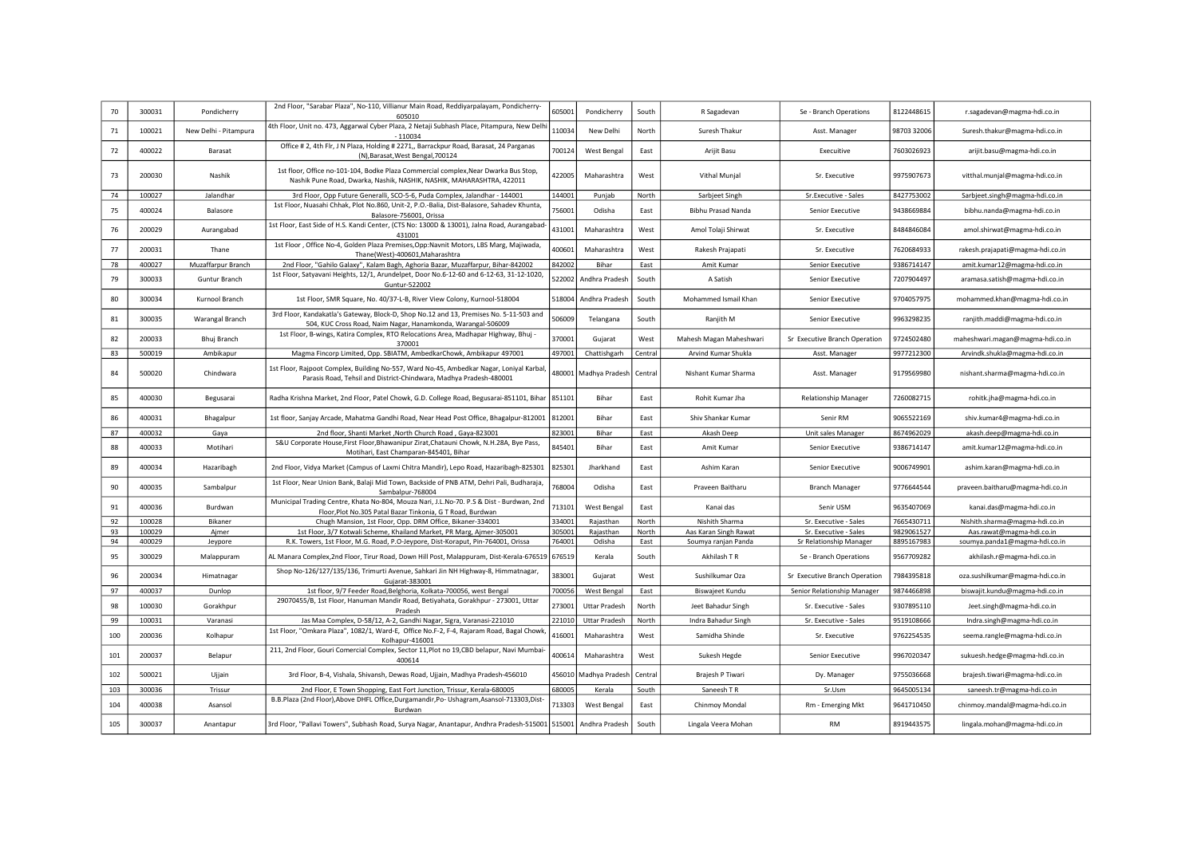| 70 | 300031 | Pondicherry | 2nd Floor, "Sarabar Plaza", No-110, Villianur Main Road, Reddiyarpalayam, Pondicherry-605010 | 605001 | Pondicherry | South | R Sagadevan | Se - Branch Operations | 8122448615 | r.sagadevan@magma-hdi.co.in |
|---|---|---|---|---|---|---|---|---|---|---|
| 71 | 100021 | New Delhi - Pitampura | 4th Floor, Unit no. 473, Aggarwal Cyber Plaza, 2 Netaji Subhash Place, Pitampura, New Delhi - 110034 | 110034 | New Delhi | North | Suresh Thakur | Asst. Manager | 98703 32006 | Suresh.thakur@magma-hdi.co.in |
| 72 | 400022 | Barasat | Office # 2, 4th Flr, J N Plaza, Holding # 2271,, Barrackpur Road, Barasat, 24 Parganas (N),Barasat,West Bengal,700124 | 700124 | West Bengal | East | Arijit Basu | Execuitive | 7603026923 | arijit.basu@magma-hdi.co.in |
| 73 | 200030 | Nashik | 1st floor, Office no-101-104, Bodke Plaza Commercial complex,Near Dwarka Bus Stop, Nashik Pune Road, Dwarka, Nashik, NASHIK, NASHIK, MAHARASHTRA, 422011 | 422005 | Maharashtra | West | Vithal Munjal | Sr. Executive | 9975907673 | vitthal.munjal@magma-hdi.co.in |
| 74 | 100027 | Jalandhar | 3rd Floor, Opp Future Generalli, SCO-5-6, Puda Complex, Jalandhar - 144001 | 144001 | Punjab | North | Sarbjeet Singh | Sr.Executive - Sales | 8427753002 | Sarbjeet.singh@magma-hdi.co.in |
| 75 | 400024 | Balasore | 1st Floor, Nuasahi Chhak, Plot No.860, Unit-2, P.O.-Balia, Dist-Balasore, Sahadev Khunta, Balasore-756001, Orissa | 756001 | Odisha | East | Bibhu Prasad Nanda | Senior Executive | 9438669884 | bibhu.nanda@magma-hdi.co.in |
| 76 | 200029 | Aurangabad | 1st Floor, East Side of H.S. Kandi Center, (CTS No: 1300D & 13001), Jalna Road, Aurangabad-431001 | 431001 | Maharashtra | West | Amol Tolaji Shirwat | Sr. Executive | 8484846084 | amol.shirwat@magma-hdi.co.in |
| 77 | 200031 | Thane | 1st Floor , Office No-4, Golden Plaza Premises,Opp:Navnit Motors, LBS Marg, Majiwada, Thane(West)-400601,Maharashtra | 400601 | Maharashtra | West | Rakesh Prajapati | Sr. Executive | 7620684933 | rakesh.prajapati@magma-hdi.co.in |
| 78 | 400027 | Muzaffarpur Branch | 2nd Floor, "Gahilo Galaxy", Kalam Bagh, Aghoria Bazar, Muzaffarpur, Bihar-842002 | 842002 | Bihar | East | Amit Kumar | Senior Executive | 9386714147 | amit.kumar12@magma-hdi.co.in |
| 79 | 300033 | Guntur Branch | 1st Floor, Satyavani Heights, 12/1, Arundelpet, Door No.6-12-60 and 6-12-63, 31-12-1020, Guntur-522002 | 522002 | Andhra Pradesh | South | A Satish | Senior Executive | 7207904497 | aramasa.satish@magma-hdi.co.in |
| 80 | 300034 | Kurnool Branch | 1st Floor, SMR Square, No. 40/37-L-B, River View Colony, Kurnool-518004 | 518004 | Andhra Pradesh | South | Mohammed Ismail Khan | Senior Executive | 9704057975 | mohammed.khan@magma-hdi.co.in |
| 81 | 300035 | Warangal Branch | 3rd Floor, Kandakatla's Gateway, Block-D, Shop No.12 and 13, Premises No. 5-11-503 and 504, KUC Cross Road, Naim Nagar, Hanamkonda, Warangal-506009 | 506009 | Telangana | South | Ranjith M | Senior Executive | 9963298235 | ranjith.maddi@magma-hdi.co.in |
| 82 | 200033 | Bhuj Branch | 1st Floor, B-wings, Katira Complex, RTO Relocations Area, Madhapar Highway, Bhuj - 370001 | 370001 | Gujarat | West | Mahesh Magan Maheshwari | Sr Executive Branch Operation | 9724502480 | maheshwari.magan@magma-hdi.co.in |
| 83 | 500019 | Ambikapur | Magma Fincorp Limited, Opp. SBIATM, AmbedkarChowk, Ambikapur 497001 | 497001 | Chattishgarh | Central | Arvind Kumar Shukla | Asst. Manager | 9977212300 | Arvindk.shukla@magma-hdi.co.in |
| 84 | 500020 | Chindwara | 1st Floor, Rajpoot Complex, Building No-557, Ward No-45, Ambedkar Nagar, Loniyal Karbal, Parasis Road, Tehsil and District-Chindwara, Madhya Pradesh-480001 | 480001 | Madhya Pradesh | Central | Nishant Kumar Sharma | Asst. Manager | 9179569980 | nishant.sharma@magma-hdi.co.in |
| 85 | 400030 | Begusarai | Radha Krishna Market, 2nd Floor, Patel Chowk, G.D. College Road, Begusarai-851101, Bihar | 851101 | Bihar | East | Rohit Kumar Jha | Relationship Manager | 7260082715 | rohitk.jha@magma-hdi.co.in |
| 86 | 400031 | Bhagalpur | 1st floor, Sanjay Arcade, Mahatma Gandhi Road, Near Head Post Office, Bhagalpur-812001 | 812001 | Bihar | East | Shiv Shankar Kumar | Senir RM | 9065522169 | shiv.kumar4@magma-hdi.co.in |
| 87 | 400032 | Gaya | 2nd floor, Shanti Market ,North Church Road , Gaya-823001 | 823001 | Bihar | East | Akash Deep | Unit sales Manager | 8674962029 | akash.deep@magma-hdi.co.in |
| 88 | 400033 | Motihari | S&U Corporate House,First Floor,Bhawanipur Zirat,Chatauni Chowk, N.H.28A, Bye Pass, Motihari, East Champaran-845401, Bihar | 845401 | Bihar | East | Amit Kumar | Senior Executive | 9386714147 | amit.kumar12@magma-hdi.co.in |
| 89 | 400034 | Hazaribagh | 2nd Floor, Vidya Market (Campus of Laxmi Chitra Mandir), Lepo Road, Hazaribagh-825301 | 825301 | Jharkhand | East | Ashim Karan | Senior Executive | 9006749901 | ashim.karan@magma-hdi.co.in |
| 90 | 400035 | Sambalpur | 1st Floor, Near Union Bank, Balaji Mid Town, Backside of PNB ATM, Dehri Pali, Budharaja, Sambalpur-768004 | 768004 | Odisha | East | Praveen Baitharu | Branch Manager | 9776644544 | praveen.baitharu@magma-hdi.co.in |
| 91 | 400036 | Burdwan | Municipal Trading Centre, Khata No-804, Mouza Nari, J.L.No-70. P.S & Dist - Burdwan, 2nd Floor,Plot No.305 Patal Bazar Tinkonia, G T Road, Burdwan | 713101 | West Bengal | East | Kanai das | Senir USM | 9635407069 | kanai.das@magma-hdi.co.in |
| 92 | 100028 | Bikaner | Chugh Mansion, 1st Floor, Opp. DRM Office, Bikaner-334001 | 334001 | Rajasthan | North | Nishith Sharma | Sr. Executive - Sales | 7665430711 | Nishith.sharma@magma-hdi.co.in |
| 93 | 100029 | Ajmer | 1st Floor, 3/7 Kotwali Scheme, Khailand Market, PR Marg, Ajmer-305001 | 305001 | Rajasthan | North | Aas Karan Singh Rawat | Sr. Executive - Sales | 9829061527 | Aas.rawat@magma-hdi.co.in |
| 94 | 400029 | Jeypore | R.K. Towers, 1st Floor, M.G. Road, P.O-Jeypore, Dist-Koraput, Pin-764001, Orissa | 764001 | Odisha | East | Soumya ranjan Panda | Sr Relationship Manager | 8895167983 | soumya.panda1@magma-hdi.co.in |
| 95 | 300029 | Malappuram | AL Manara Complex,2nd Floor, Tirur Road, Down Hill Post, Malappuram, Dist-Kerala-676519 | 676519 | Kerala | South | Akhilash T R | Se - Branch Operations | 9567709282 | akhilash.r@magma-hdi.co.in |
| 96 | 200034 | Himatnagar | Shop No-126/127/135/136, Trimurti Avenue, Sahkari Jin NH Highway-8, Himmatnagar, Gujarat-383001 | 383001 | Gujarat | West | Sushilkumar Oza | Sr Executive Branch Operation | 7984395818 | oza.sushilkumar@magma-hdi.co.in |
| 97 | 400037 | Dunlop | 1st floor, 9/7 Feeder Road,Belghoria, Kolkata-700056, west Bengal | 700056 | West Bengal | East | Biswajeet Kundu | Senior Relationship Manager | 9874466898 | biswajit.kundu@magma-hdi.co.in |
| 98 | 100030 | Gorakhpur | 29070455/B, 1st Floor, Hanuman Mandir Road, Betiyahata, Gorakhpur - 273001, Uttar Pradesh | 273001 | Uttar Pradesh | North | Jeet Bahadur Singh | Sr. Executive - Sales | 9307895110 | Jeet.singh@magma-hdi.co.in |
| 99 | 100031 | Varanasi | Jas Maa Complex, D-58/12, A-2, Gandhi Nagar, Sigra, Varanasi-221010 | 221010 | Uttar Pradesh | North | Indra Bahadur Singh | Sr. Executive - Sales | 9519108666 | Indra.singh@magma-hdi.co.in |
| 100 | 200036 | Kolhapur | 1st Floor, "Omkara Plaza", 1082/1, Ward-E, Office No.F-2, F-4, Rajaram Road, Bagal Chowk, Kolhapur-416001 | 416001 | Maharashtra | West | Samidha Shinde | Sr. Executive | 9762254535 | seema.rangle@magma-hdi.co.in |
| 101 | 200037 | Belapur | 211, 2nd Floor, Gouri Comercial Complex, Sector 11,Plot no 19,CBD belapur, Navi Mumbai-400614 | 400614 | Maharashtra | West | Sukesh Hegde | Senior Executive | 9967020347 | sukuesh.hedge@magma-hdi.co.in |
| 102 | 500021 | Ujjain | 3rd Floor, B-4, Vishala, Shivansh, Dewas Road, Ujjain, Madhya Pradesh-456010 | 456010 | Madhya Pradesh | Central | Brajesh P Tiwari | Dy. Manager | 9755036668 | brajesh.tiwari@magma-hdi.co.in |
| 103 | 300036 | Trissur | 2nd Floor, E Town Shopping, East Fort Junction, Trissur, Kerala-680005 | 680005 | Kerala | South | Saneesh T R | Sr.Usm | 9645005134 | saneesh.tr@magma-hdi.co.in |
| 104 | 400038 | Asansol | B.B.Plaza (2nd Floor),Above DHFL Office,Durgamandir,Po- Ushagram,Asansol-713303,Dist-Burdwan | 713303 | West Bengal | East | Chinmoy Mondal | Rm - Emerging Mkt | 9641710450 | chinmoy.mandal@magma-hdi.co.in |
| 105 | 300037 | Anantapur | 3rd Floor, "Pallavi Towers", Subhash Road, Surya Nagar, Anantapur, Andhra Pradesh-515001 | 515001 | Andhra Pradesh | South | Lingala Veera Mohan | RM | 8919443575 | lingala.mohan@magma-hdi.co.in |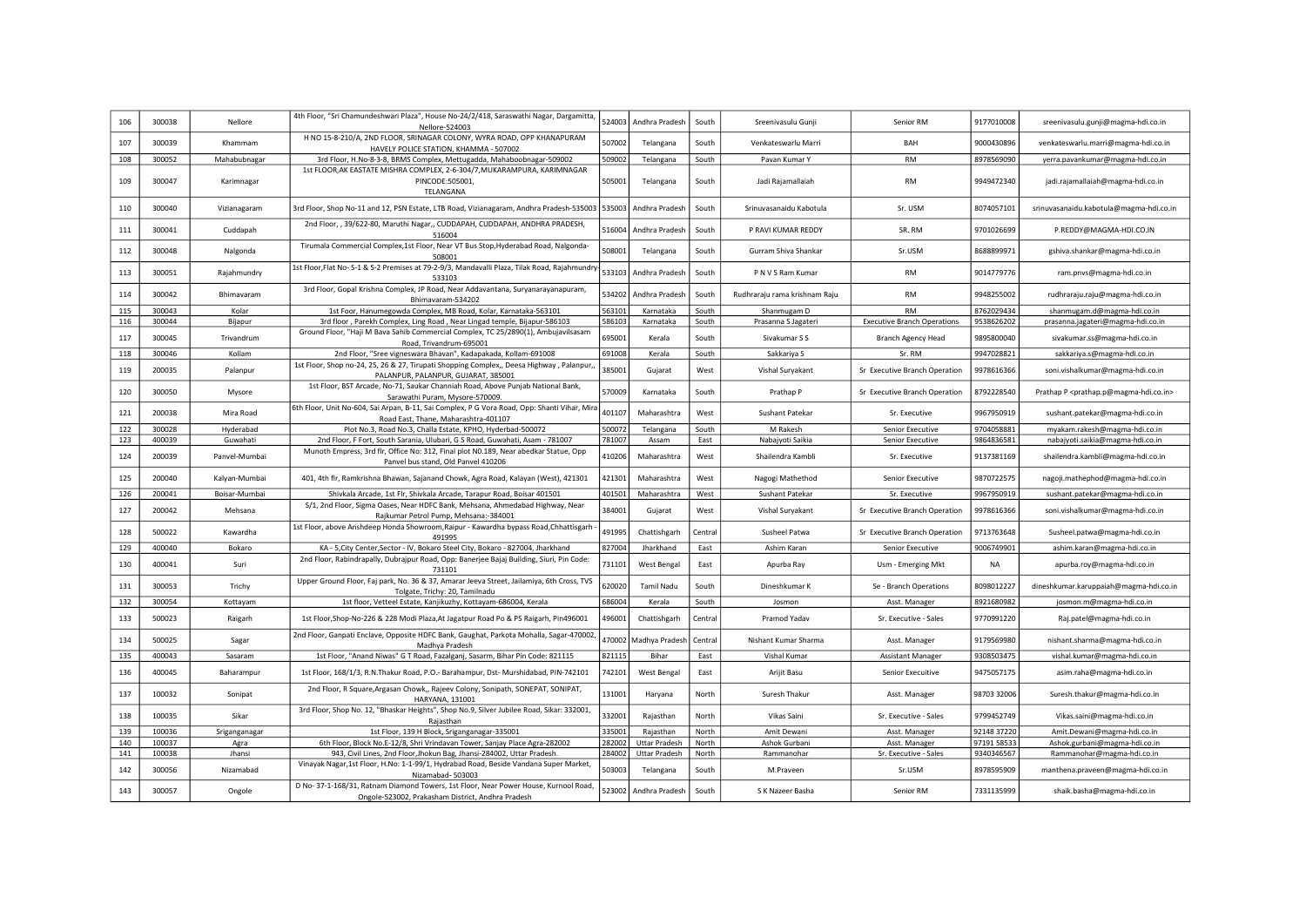| 106 | 300038 | Nellore | 4th Floor, "Sri Chamundeshwari Plaza", House No-24/2/418, Saraswathi Nagar, Dargamitta, Nellore-524003 | 524003 | Andhra Pradesh | South | Sreenivasulu Gunji | Senior RM | 9177010008 | sreenivasulu.gunji@magma-hdi.co.in |
|---|---|---|---|---|---|---|---|---|---|---|
| 107 | 300039 | Khammam | H NO 15-8-210/A, 2ND FLOOR, SRINAGAR COLONY, WYRA ROAD, OPP KHANAPURAM HAVELY POLICE STATION, KHAMMA - 507002 | 507002 | Telangana | South | Venkateswarlu Marri | BAH | 9000430896 | venkateswarlu.marri@magma-hdi.co.in |
| 108 | 300052 | Mahabubnagar | 3rd Floor, H.No-8-3-8, BRMS Complex, Mettugadda, Mahaboobnagar-509002 | 509002 | Telangana | South | Pavan Kumar Y | RM | 8978569090 | yerra.pavankumar@magma-hdi.co.in |
| 109 | 300047 | Karimnagar | 1st FLOOR,AK EASTATE MISHRA COMPLEX, 2-6-304/7,MUKARAMPURA, KARIMNAGAR PINCODE:505001, TELANGANA | 505001 | Telangana | South | Jadi Rajamallaiah | RM | 9949472340 | jadi.rajamallaiah@magma-hdi.co.in |
| 110 | 300040 | Vizianagaram | 3rd Floor, Shop No-11 and 12, PSN Estate, LTB Road, Vizianagaram, Andhra Pradesh-535003 | 535003 | Andhra Pradesh | South | Srinuvasanaidu Kabotula | Sr. USM | 8074057101 | srinuvasanaidu.kabotula@magma-hdi.co.in |
| 111 | 300041 | Cuddapah | 2nd Floor, , 39/622-80, Maruthi Nagar,, CUDDAPAH, CUDDAPAH, ANDHRA PRADESH, 516004 | 516004 | Andhra Pradesh | South | P RAVI KUMAR REDDY | SR. RM | 9701026699 | P.REDDY@MAGMA-HDI.CO.IN |
| 112 | 300048 | Nalgonda | Tirumala Commercial Complex,1st Floor, Near VT Bus Stop,Hyderabad Road, Nalgonda-508001 | 508001 | Telangana | South | Gurram Shiva Shankar | Sr.USM | 8688899971 | gshiva.shankar@magma-hdi.co.in |
| 113 | 300051 | Rajahmundry | 1st Floor,Flat No- S-1 & S-2 Premises at 79-2-9/3, Mandavalli Plaza, Tilak Road, Rajahmundry-533103 | 533103 | Andhra Pradesh | South | P N V S Ram Kumar | RM | 9014779776 | ram.pnvs@magma-hdi.co.in |
| 114 | 300042 | Bhimavaram | 3rd Floor, Gopal Krishna Complex, JP Road, Near Addavantana, Suryanarayanapuram, Bhimavaram-534202 | 534202 | Andhra Pradesh | South | Rudhraraju rama krishnam Raju | RM | 9948255002 | rudhraraju.raju@magma-hdi.co.in |
| 115 | 300043 | Kolar | 1st Foor, Hanumegowda Complex, MB Road, Kolar, Karnataka-563101 | 563101 | Karnataka | South | Shanmugam D | RM | 8762029434 | shanmugam.d@magma-hdi.co.in |
| 116 | 300044 | Bijapur | 3rd floor , Parekh Complex, Ling Road , Near Lingad temple, Bijapur-586103 | 586103 | Karnataka | South | Prasanna S Jagateri | Executive Branch Operations | 9538626202 | prasanna.jagateri@magma-hdi.co.in |
| 117 | 300045 | Trivandrum | Ground Floor, "Haji M Bava Sahib Commercial Complex, TC 25/2890(1), Ambujavilsasam Road, Trivandrum-695001 | 695001 | Kerala | South | Sivakumar S S | Branch Agency Head | 9895800040 | sivakumar.ss@magma-hdi.co.in |
| 118 | 300046 | Kollam | 2nd Floor, "Sree vigneswara Bhavan", Kadapakada, Kollam-691008 | 691008 | Kerala | South | Sakkariya S | Sr. RM | 9947028821 | sakkariya.s@magma-hdi.co.in |
| 119 | 200035 | Palanpur | 1st Floor, Shop no-24, 25, 26 & 27, Tirupati Shopping Complex,, Deesa Highway , Palanpur,, PALANPUR, PALANPUR, GUJARAT, 385001 | 385001 | Gujarat | West | Vishal Suryakant | Sr Executive Branch Operation | 9978616366 | soni.vishalkumar@magma-hdi.co.in |
| 120 | 300050 | Mysore | 1st Floor, BST Arcade, No-71, Saukar Channiah Road, Above Punjab National Bank, Sarawathi Puram, Mysore-570009. | 570009 | Karnataka | South | Prathap P | Sr Executive Branch Operation | 8792228540 | Prathap P <prathap.p@magma-hdi.co.in> |
| 121 | 200038 | Mira Road | 6th Floor, Unit No-604, Sai Arpan, B-11, Sai Complex, P G Vora Road, Opp: Shanti Vihar, Mira Road East, Thane, Maharashtra-401107 | 401107 | Maharashtra | West | Sushant Patekar | Sr. Executive | 9967950919 | sushant.patekar@magma-hdi.co.in |
| 122 | 300028 | Hyderabad | Plot No.3, Road No.3, Challa Estate, KPHO, Hyderbad-500072 | 500072 | Telangana | South | M Rakesh | Senior Executive | 9704058881 | myakam.rakesh@magma-hdi.co.in |
| 123 | 400039 | Guwahati | 2nd Floor, F Fort, South Sarania, Ulubari, G S Road, Guwahati, Asam - 781007 | 781007 | Assam | East | Nabajyoti Saikia | Senior Executive | 9864836581 | nabajyoti.saikia@magma-hdi.co.in |
| 124 | 200039 | Panvel-Mumbai | Munoth Empress, 3rd flr, Office No: 312, Final plot N0.189, Near abedkar Statue, Opp Panvel bus stand, Old Panvel 410206 | 410206 | Maharashtra | West | Shailendra Kambli | Sr. Executive | 9137381169 | shailendra.kambli@magma-hdi.co.in |
| 125 | 200040 | Kalyan-Mumbai | 401, 4th flr, Ramkrishna Bhawan, Sajanand Chowk, Agra Road, Kalayan (West), 421301 | 421301 | Maharashtra | West | Nagogi Mathethod | Senior Executive | 9870722575 | nagoji.mathephod@magma-hdi.co.in |
| 126 | 200041 | Boisar-Mumbai | Shivkala Arcade, 1st Flr, Shivkala Arcade, Tarapur Road, Boisar 401501 | 401501 | Maharashtra | West | Sushant Patekar | Sr. Executive | 9967950919 | sushant.patekar@magma-hdi.co.in |
| 127 | 200042 | Mehsana | S/1, 2nd Floor, Sigma Oases, Near HDFC Bank, Mehsana, Ahmedabad Highway, Near Rajkumar Petrol Pump, Mehsana:-384001 | 384001 | Gujarat | West | Vishal Suryakant | Sr Executive Branch Operation | 9978616366 | soni.vishalkumar@magma-hdi.co.in |
| 128 | 500022 | Kawardha | 1st Floor, above Anshdeep Honda Showroom,Raipur - Kawardha bypass Road,Chhattisgarh - 491995 | 491995 | Chattishgarh | Central | Susheel Patwa | Sr Executive Branch Operation | 9713763648 | Susheel.patwa@magma-hdi.co.in |
| 129 | 400040 | Bokaro | KA - 5,City Center,Sector - IV, Bokaro Steel City, Bokaro - 827004, Jharkhand | 827004 | Jharkhand | East | Ashim Karan | Senior Executive | 9006749901 | ashim.karan@magma-hdi.co.in |
| 130 | 400041 | Suri | 2nd Floor, Rabindrapally, Dubrajpur Road, Opp: Banerjee Bajaj Building, Siuri, Pin Code: 731101 | 731101 | West Bengal | East | Apurba Ray | Usm - Emerging Mkt | NA | apurba.roy@magma-hdi.co.in |
| 131 | 300053 | Trichy | Upper Ground Floor, Faj park, No. 36 & 37, Amarar Jeeva Street, Jailamiya, 6th Cross, TVS Tolgate, Trichy: 20, Tamilnadu | 620020 | Tamil Nadu | South | Dineshkumar K | Se - Branch Operations | 8098012227 | dineshkumar.karuppaiah@magma-hdi.co.in |
| 132 | 300054 | Kottayam | 1st floor, Vetteel Estate, Kanjikuzhy, Kottayam-686004, Kerala | 686004 | Kerala | South | Josmon | Asst. Manager | 8921680982 | josmon.m@magma-hdi.co.in |
| 133 | 500023 | Raigarh | 1st Floor,Shop-No-226 & 228 Modi Plaza,At Jagatpur Road Po & PS Raigarh, Pin496001 | 496001 | Chattishgarh | Central | Pramod Yadav | Sr. Executive - Sales | 9770991220 | Raj.patel@magma-hdi.co.in |
| 134 | 500025 | Sagar | 2nd Floor, Ganpati Enclave, Opposite HDFC Bank, Gaughat, Parkota Mohalla, Sagar-470002, Madhya Pradesh | 470002 | Madhya Pradesh | Central | Nishant Kumar Sharma | Asst. Manager | 9179569980 | nishant.sharma@magma-hdi.co.in |
| 135 | 400043 | Sasaram | 1st Floor, "Anand Niwas" G T Road, Fazalganj, Sasarm, Bihar Pin Code: 821115 | 821115 | Bihar | East | Vishal Kumar | Assistant Manager | 9308503475 | vishal.kumar@magma-hdi.co.in |
| 136 | 400045 | Baharampur | 1st Floor, 168/1/3, R.N.Thakur Road, P.O.- Barahampur, Dst- Murshidabad, PIN-742101 | 742101 | West Bengal | East | Arijit Basu | Senior Executive | 9475057175 | asim.raha@magma-hdi.co.in |
| 137 | 100032 | Sonipat | 2nd Floor, R Square,Argasan Chowk,, Rajeev Colony, Sonipath, SONEPAT, SONIPAT, HARYANA, 131001 | 131001 | Haryana | North | Suresh Thakur | Asst. Manager | 98703 32006 | Suresh.thakur@magma-hdi.co.in |
| 138 | 100035 | Sikar | 3rd Floor, Shop No. 12, "Bhaskar Heights", Shop No.9, Silver Jubilee Road, Sikar: 332001, Rajasthan | 332001 | Rajasthan | North | Vikas Saini | Sr. Executive - Sales | 9799452749 | Vikas.saini@magma-hdi.co.in |
| 139 | 100036 | Sriganganagar | 1st Floor, 139 H Block, Sriganganagar-335001 | 335001 | Rajasthan | North | Amit Dewani | Asst. Manager | 92148 37220 | Amit.Dewani@magma-hdi.co.in |
| 140 | 100037 | Agra | 6th Floor, Block No.E-12/8, Shri Vrindavan Tower, Sanjay Place Agra-282002 | 282002 | Uttar Pradesh | North | Ashok Gurbani | Asst. Manager | 97191 58533 | Ashok.gurbani@magma-hdi.co.in |
| 141 | 100038 | Jhansi | 943, Civil Lines, 2nd Floor,Jhokun Bag, Jhansi-284002, Uttar Pradesh. | 284002 | Uttar Pradesh | North | Rammanohar | Sr. Executive - Sales | 9340346567 | Rammanohar@magma-hdi.co.in |
| 142 | 300056 | Nizamabad | Vinayak Nagar,1st Floor, H.No: 1-1-99/1, Hydrabad Road, Beside Vandana Super Market, Nizamabad- 503003 | 503003 | Telangana | South | M.Praveen | Sr.USM | 8978595909 | manthena.praveen@magma-hdi.co.in |
| 143 | 300057 | Ongole | D No- 37-1-168/31, Ratnam Diamond Towers, 1st Floor, Near Power House, Kurnool Road, Ongole-523002, Prakasham District, Andhra Pradesh | 523002 | Andhra Pradesh | South | S K Nazeer Basha | Senior RM | 7331135999 | shaik.basha@magma-hdi.co.in |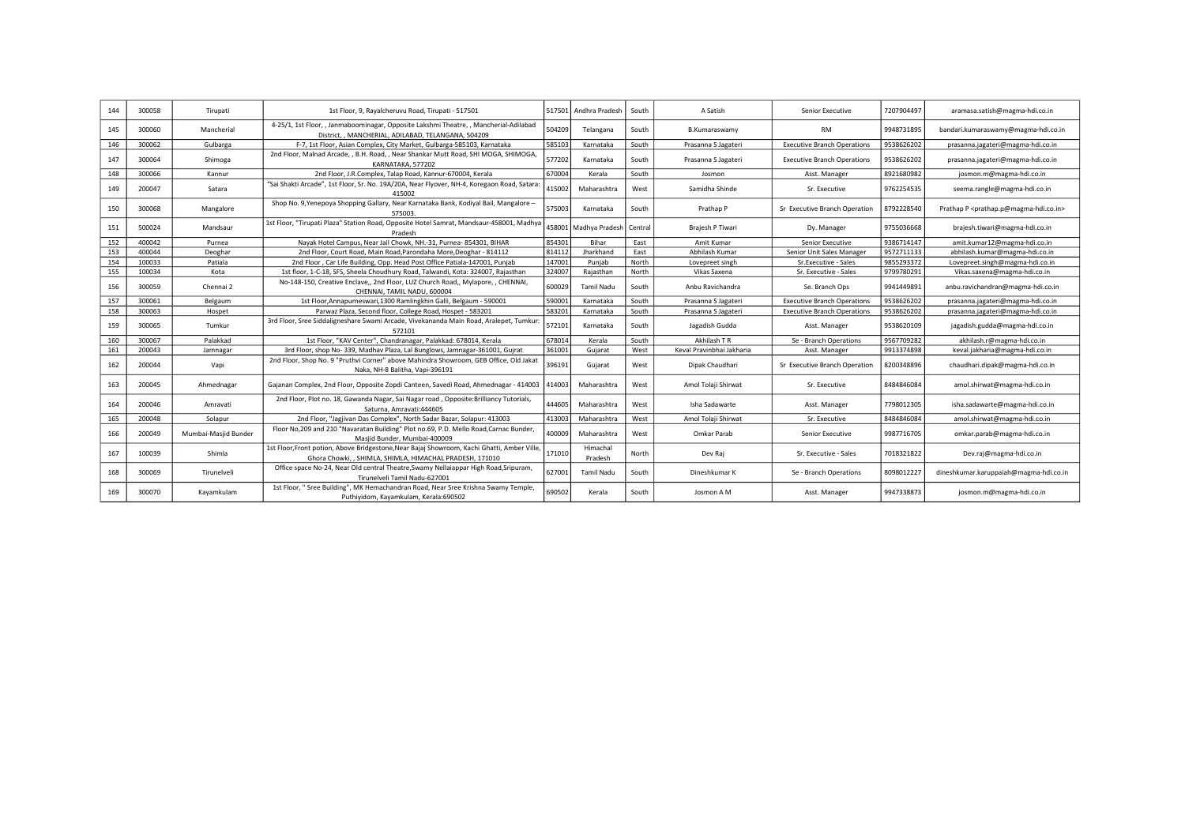| | | | | | | | | | | |
|---|---|---|---|---|---|---|---|---|---|---|
| 144 | 300058 | Tirupati | 1st Floor, 9, Rayalcheruvu Road, Tirupati - 517501 | 517501 | Andhra Pradesh | South | A Satish | Senior Executive | 7207904497 | aramasa.satish@magma-hdi.co.in |
| 145 | 300060 | Mancherial | 4-25/1, 1st Floor, , Janmaboominagar, Opposite Lakshmi Theatre, , Mancherial-Adilabad District, , MANCHERIAL, ADILABAD, TELANGANA, 504209 | 504209 | Telangana | South | B.Kumaraswamy | RM | 9948731895 | bandari.kumaraswamy@magma-hdi.co.in |
| 146 | 300062 | Gulbarga | F-7, 1st Floor, Asian Complex, City Market, Gulbarga-585103, Karnataka | 585103 | Karnataka | South | Prasanna S Jagateri | Executive Branch Operations | 9538626202 | prasanna.jagateri@magma-hdi.co.in |
| 147 | 300064 | Shimoga | 2nd Floor, Malnad Arcade, , B.H. Road, , Near Shankar Mutt Road, SHI MOGA, SHIMOGA, KARNATAKA, 577202 | 577202 | Karnataka | South | Prasanna S Jagateri | Executive Branch Operations | 9538626202 | prasanna.jagateri@magma-hdi.co.in |
| 148 | 300066 | Kannur | 2nd Floor, J.R.Complex, Talap Road, Kannur-670004, Kerala | 670004 | Kerala | South | Josmon | Asst. Manager | 8921680982 | josmon.m@magma-hdi.co.in |
| 149 | 200047 | Satara | "Sai Shakti Arcade", 1st Floor, Sr. No. 19A/20A, Near Flyover, NH-4, Koregaon Road, Satara: 415002 | 415002 | Maharashtra | West | Samidha Shinde | Sr. Executive | 9762254535 | seema.rangle@magma-hdi.co.in |
| 150 | 300068 | Mangalore | Shop No. 9,Yenepoya Shopping Gallary, Near Karnataka Bank, Kodiyal Bail, Mangalore – 575003. | 575003 | Karnataka | South | Prathap P | Sr Executive Branch Operation | 8792228540 | Prathap P <prathap.p@magma-hdi.co.in> |
| 151 | 500024 | Mandsaur | 1st Floor, "Tirupati Plaza" Station Road, Opposite Hotel Samrat, Mandsaur-458001, Madhya Pradesh | 458001 | Madhya Pradesh | Central | Brajesh P Tiwari | Dy. Manager | 9755036668 | brajesh.tiwari@magma-hdi.co.in |
| 152 | 400042 | Purnea | Nayak Hotel Campus, Near Jail Chowk, NH.-31, Purnea- 854301, BIHAR | 854301 | Bihar | East | Amit Kumar | Senior Executive | 9386714147 | amit.kumar12@magma-hdi.co.in |
| 153 | 400044 | Deoghar | 2nd Floor, Court Road, Main Road,Parondaha More,Deoghar - 814112 | 814112 | Jharkhand | East | Abhilash Kumar | Senior Unit Sales Manager | 9572711133 | abhilash.kumar@magma-hdi.co.in |
| 154 | 100033 | Patiala | 2nd Floor , Car Life Building, Opp. Head Post Office Patiala-147001, Punjab | 147001 | Punjab | North | Lovepreet singh | Sr.Executive - Sales | 9855293372 | Lovepreet.singh@magma-hdi.co.in |
| 155 | 100034 | Kota | 1st floor, 1-C-18, SFS, Sheela Choudhury Road, Talwandi, Kota: 324007, Rajasthan | 324007 | Rajasthan | North | Vikas Saxena | Sr. Executive - Sales | 9799780291 | Vikas.saxena@magma-hdi.co.in |
| 156 | 300059 | Chennai 2 | No-148-150, Creative Enclave,, 2nd Floor, LUZ Church Road,, Mylapore, , CHENNAI, CHENNAI, TAMIL NADU, 600004 | 600029 | Tamil Nadu | South | Anbu Ravichandra | Se. Branch Ops | 9941449891 | anbu.ravichandran@magma-hdi.co.in |
| 157 | 300061 | Belgaum | 1st Floor,Annapurneswari,1300 Ramlingkhin Galli, Belgaum - 590001 | 590001 | Karnataka | South | Prasanna S Jagateri | Executive Branch Operations | 9538626202 | prasanna.jagateri@magma-hdi.co.in |
| 158 | 300063 | Hospet | Parwaz Plaza, Second floor, College Road, Hospet - 583201 | 583201 | Karnataka | South | Prasanna S Jagateri | Executive Branch Operations | 9538626202 | prasanna.jagateri@magma-hdi.co.in |
| 159 | 300065 | Tumkur | 3rd Floor, Sree Siddaligneshare Swami Arcade, Vivekananda Main Road, Aralepet, Tumkur: 572101 | 572101 | Karnataka | South | Jagadish Gudda | Asst. Manager | 9538620109 | jagadish.gudda@magma-hdi.co.in |
| 160 | 300067 | Palakkad | 1st Floor, "KAV Center", Chandranagar, Palakkad: 678014, Kerala | 678014 | Kerala | South | Akhilash T R | Se - Branch Operations | 9567709282 | akhilash.r@magma-hdi.co.in |
| 161 | 200043 | Jamnagar | 3rd Floor, shop No- 339, Madhav Plaza, Lal Bunglows, Jamnagar-361001, Gujrat | 361001 | Gujarat | West | Keval Pravinbhai Jakharia | Asst. Manager | 9913374898 | keval.jakharia@magma-hdi.co.in |
| 162 | 200044 | Vapi | 2nd Floor, Shop No. 9 "Pruthvi Corner" above Mahindra Showroom, GEB Office, Old Jakat Naka, NH-8 Balitha, Vapi-396191 | 396191 | Gujarat | West | Dipak Chaudhari | Sr Executive Branch Operation | 8200348896 | chaudhari.dipak@magma-hdi.co.in |
| 163 | 200045 | Ahmednagar | Gajanan Complex, 2nd Floor, Opposite Zopdi Canteen, Savedi Road, Ahmednagar - 414003 | 414003 | Maharashtra | West | Amol Tolaji Shirwat | Sr. Executive | 8484846084 | amol.shirwat@magma-hdi.co.in |
| 164 | 200046 | Amravati | 2nd Floor, Plot no. 18, Gawanda Nagar, Sai Nagar road , Opposite:Brilliancy Tutorials, Saturna, Amravati:444605 | 444605 | Maharashtra | West | Isha Sadawarte | Asst. Manager | 7798012305 | isha.sadawarte@magma-hdi.co.in |
| 165 | 200048 | Solapur | 2nd Floor, "Jagjivan Das Complex", North Sadar Bazar, Solapur: 413003 | 413003 | Maharashtra | West | Amol Tolaji Shirwat | Sr. Executive | 8484846084 | amol.shirwat@magma-hdi.co.in |
| 166 | 200049 | Mumbai-Masjid Bunder | Floor No,209 and 210 "Navaratan Building" Plot no.69, P.D. Mello Road,Carnac Bunder, Masjid Bunder, Mumbai-400009 | 400009 | Maharashtra | West | Omkar Parab | Senior Executive | 9987716705 | omkar.parab@magma-hdi.co.in |
| 167 | 100039 | Shimla | 1st Floor,Front potion, Above Bridgestone,Near Bajaj Showroom, Kachi Ghatti, Amber Ville, Ghora Chowki, , SHIMLA, SHIMLA, HIMACHAL PRADESH, 171010 | 171010 | Himachal Pradesh | North | Dev Raj | Sr. Executive - Sales | 7018321822 | Dev.raj@magma-hdi.co.in |
| 168 | 300069 | Tirunelveli | Office space No-24, Near Old central Theatre,Swamy Nellaiappar High Road,Sripuram, Tirunelveli Tamil Nadu-627001 | 627001 | Tamil Nadu | South | Dineshkumar K | Se - Branch Operations | 8098012227 | dineshkumar.karuppaiah@magma-hdi.co.in |
| 169 | 300070 | Kayamkulam | 1st Floor, " Sree Building", MK Hemachandran Road, Near Sree Krishna Swamy Temple, Puthiyidom, Kayamkulam, Kerala:690502 | 690502 | Kerala | South | Josmon A M | Asst. Manager | 9947338873 | josmon.m@magma-hdi.co.in |